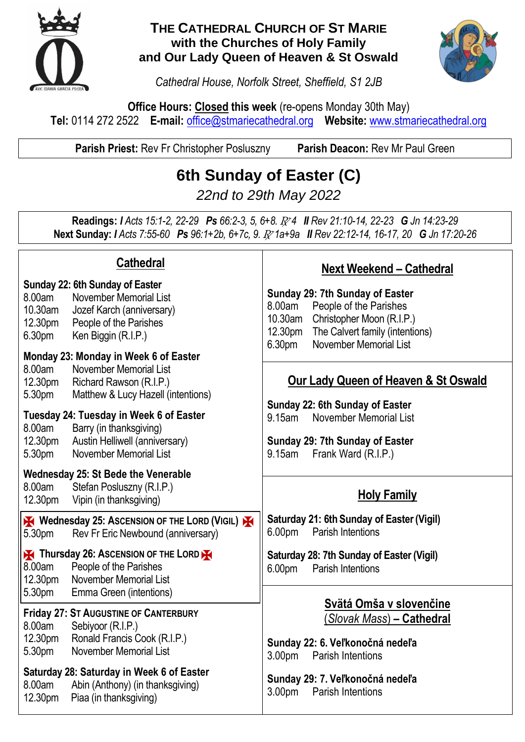# The Cathedral Church of St Marie
## with the Churches of Holy Family and Our Lady Queen of Heaven & St Oswald

*Cathedral House, Norfolk Street, Sheffield, S1 2JB*

**Office Hours: Closed this week** (re-opens Monday 30th May)
**Tel:** 0114 272 2522 **E-mail:** office@stmariecathedral.org **Website:** www.stmariecathedral.org

**Parish Priest:** Rev Fr Christopher Posluszny **Parish Deacon:** Rev Mr Paul Green

# 6th Sunday of Easter (C)

*22nd to 29th May 2022*

**Readings:** ***I*** *Acts 15:1-2, 22-29* ***Ps*** *66:2-3, 5, 6+8. ℟ 4* ***II*** *Rev 21:10-14, 22-23* ***G*** *Jn 14:23-29*
**Next Sunday:** ***I*** *Acts 7:55-60* ***Ps*** *96:1+2b, 6+7c, 9. ℟ 1a+9a* ***II*** *Rev 22:12-14, 16-17, 20* ***G*** *Jn 17:20-26*

## Cathedral

**Sunday 22: 6th Sunday of Easter**
8.00am November Memorial List
10.30am Jozef Karch (anniversary)
12.30pm People of the Parishes
6.30pm Ken Biggin (R.I.P.)

**Monday 23: Monday in Week 6 of Easter**
8.00am November Memorial List
12.30pm Richard Rawson (R.I.P.)
5.30pm Matthew & Lucy Hazell (intentions)

**Tuesday 24: Tuesday in Week 6 of Easter**
8.00am Barry (in thanksgiving)
12.30pm Austin Helliwell (anniversary)
5.30pm November Memorial List

**Wednesday 25: St Bede the Venerable**
8.00am Stefan Posluszny (R.I.P.)
12.30pm Vipin (in thanksgiving)

**Wednesday 25: Ascension of the Lord (Vigil)**
5.30pm Rev Fr Eric Newbound (anniversary)

**Thursday 26: Ascension of the Lord**
8.00am People of the Parishes
12.30pm November Memorial List
5.30pm Emma Green (intentions)

**Friday 27: St Augustine of Canterbury**
8.00am Sebiyoor (R.I.P.)
12.30pm Ronald Francis Cook (R.I.P.)
5.30pm November Memorial List

**Saturday 28: Saturday in Week 6 of Easter**
8.00am Abin (Anthony) (in thanksgiving)
12.30pm Piaa (in thanksgiving)

## Next Weekend – Cathedral

**Sunday 29: 7th Sunday of Easter**
8.00am People of the Parishes
10.30am Christopher Moon (R.I.P.)
12.30pm The Calvert family (intentions)
6.30pm November Memorial List

## Our Lady Queen of Heaven & St Oswald

**Sunday 22: 6th Sunday of Easter**
9.15am November Memorial List

**Sunday 29: 7th Sunday of Easter**
9.15am Frank Ward (R.I.P.)

## Holy Family

**Saturday 21: 6th Sunday of Easter (Vigil)**
6.00pm Parish Intentions

**Saturday 28: 7th Sunday of Easter (Vigil)**
6.00pm Parish Intentions

## Svätá Omša v slovenčine (*Slovak Mass*) – Cathedral

**Sunday 22: 6. Veľkonočná nedeľa**
3.00pm Parish Intentions

**Sunday 29: 7. Veľkonočná nedeľa**
3.00pm Parish Intentions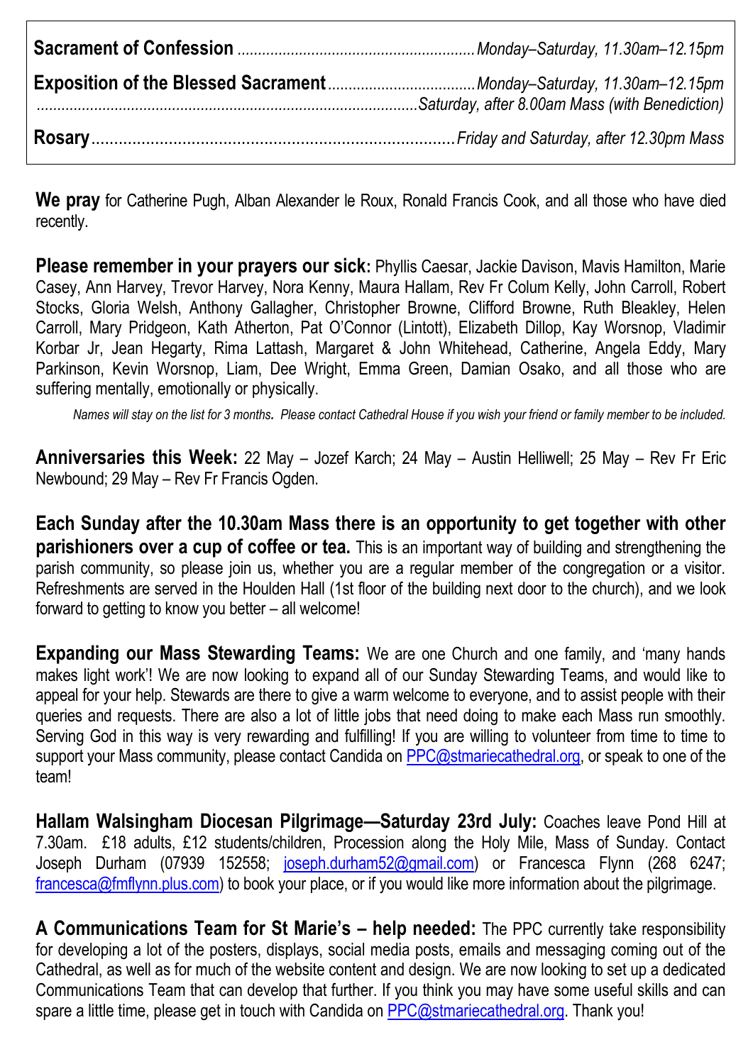| | |
|---|---|
| **Sacrament of Confession** | *Monday–Saturday, 11.30am–12.15pm* |
| **Exposition of the Blessed Sacrament** | *Monday–Saturday, 11.30am–12.15pm* |
| | *Saturday, after 8.00am Mass (with Benediction)* |
| **Rosary** | *Friday and Saturday, after 12.30pm Mass* |

**We pray** for Catherine Pugh, Alban Alexander le Roux, Ronald Francis Cook, and all those who have died recently.

**Please remember in your prayers our sick:** Phyllis Caesar, Jackie Davison, Mavis Hamilton, Marie Casey, Ann Harvey, Trevor Harvey, Nora Kenny, Maura Hallam, Rev Fr Colum Kelly, John Carroll, Robert Stocks, Gloria Welsh, Anthony Gallagher, Christopher Browne, Clifford Browne, Ruth Bleakley, Helen Carroll, Mary Pridgeon, Kath Atherton, Pat O'Connor (Lintott), Elizabeth Dillop, Kay Worsnop, Vladimir Korbar Jr, Jean Hegarty, Rima Lattash, Margaret & John Whitehead, Catherine, Angela Eddy, Mary Parkinson, Kevin Worsnop, Liam, Dee Wright, Emma Green, Damian Osako, and all those who are suffering mentally, emotionally or physically.

*Names will stay on the list for 3 months. Please contact Cathedral House if you wish your friend or family member to be included.*

**Anniversaries this Week:** 22 May – Jozef Karch; 24 May – Austin Helliwell; 25 May – Rev Fr Eric Newbound; 29 May – Rev Fr Francis Ogden.

**Each Sunday after the 10.30am Mass there is an opportunity to get together with other parishioners over a cup of coffee or tea.** This is an important way of building and strengthening the parish community, so please join us, whether you are a regular member of the congregation or a visitor. Refreshments are served in the Houlden Hall (1st floor of the building next door to the church), and we look forward to getting to know you better – all welcome!

**Expanding our Mass Stewarding Teams:** We are one Church and one family, and 'many hands makes light work'! We are now looking to expand all of our Sunday Stewarding Teams, and would like to appeal for your help. Stewards are there to give a warm welcome to everyone, and to assist people with their queries and requests. There are also a lot of little jobs that need doing to make each Mass run smoothly. Serving God in this way is very rewarding and fulfilling! If you are willing to volunteer from time to time to support your Mass community, please contact Candida on PPC@stmariecathedral.org, or speak to one of the team!

**Hallam Walsingham Diocesan Pilgrimage—Saturday 23rd July:** Coaches leave Pond Hill at 7.30am. £18 adults, £12 students/children, Procession along the Holy Mile, Mass of Sunday. Contact Joseph Durham (07939 152558; joseph.durham52@gmail.com) or Francesca Flynn (268 6247; francesca@fmflynn.plus.com) to book your place, or if you would like more information about the pilgrimage.

**A Communications Team for St Marie's – help needed:** The PPC currently take responsibility for developing a lot of the posters, displays, social media posts, emails and messaging coming out of the Cathedral, as well as for much of the website content and design. We are now looking to set up a dedicated Communications Team that can develop that further. If you think you may have some useful skills and can spare a little time, please get in touch with Candida on PPC@stmariecathedral.org. Thank you!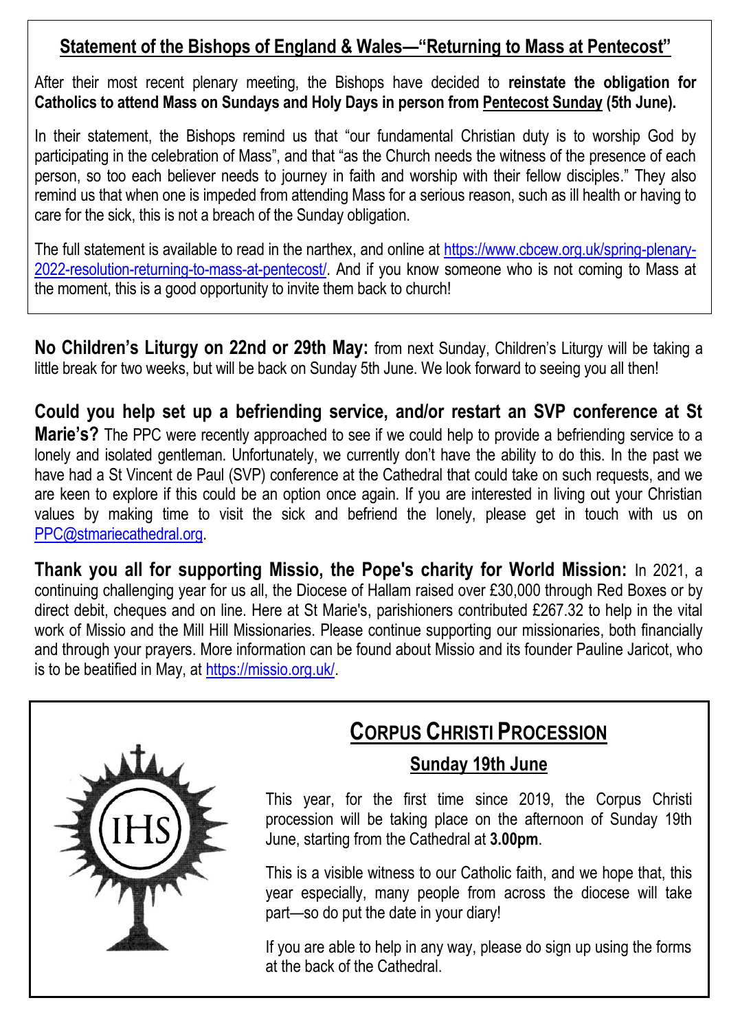## Statement of the Bishops of England & Wales—"Returning to Mass at Pentecost"

After their most recent plenary meeting, the Bishops have decided to **reinstate the obligation for Catholics to attend Mass on Sundays and Holy Days in person from Pentecost Sunday (5th June).**

In their statement, the Bishops remind us that "our fundamental Christian duty is to worship God by participating in the celebration of Mass", and that "as the Church needs the witness of the presence of each person, so too each believer needs to journey in faith and worship with their fellow disciples." They also remind us that when one is impeded from attending Mass for a serious reason, such as ill health or having to care for the sick, this is not a breach of the Sunday obligation.

The full statement is available to read in the narthex, and online at https://www.cbcew.org.uk/spring-plenary-2022-resolution-returning-to-mass-at-pentecost/. And if you know someone who is not coming to Mass at the moment, this is a good opportunity to invite them back to church!

**No Children's Liturgy on 22nd or 29th May:** from next Sunday, Children's Liturgy will be taking a little break for two weeks, but will be back on Sunday 5th June. We look forward to seeing you all then!

**Could you help set up a befriending service, and/or restart an SVP conference at St Marie's?** The PPC were recently approached to see if we could help to provide a befriending service to a lonely and isolated gentleman. Unfortunately, we currently don't have the ability to do this. In the past we have had a St Vincent de Paul (SVP) conference at the Cathedral that could take on such requests, and we are keen to explore if this could be an option once again. If you are interested in living out your Christian values by making time to visit the sick and befriend the lonely, please get in touch with us on PPC@stmariecathedral.org.

**Thank you all for supporting Missio, the Pope's charity for World Mission:** In 2021, a continuing challenging year for us all, the Diocese of Hallam raised over £30,000 through Red Boxes or by direct debit, cheques and on line. Here at St Marie's, parishioners contributed £267.32 to help in the vital work of Missio and the Mill Hill Missionaries. Please continue supporting our missionaries, both financially and through your prayers. More information can be found about Missio and its founder Pauline Jaricot, who is to be beatified in May, at https://missio.org.uk/.

## Corpus Christi Procession

### Sunday 19th June

This year, for the first time since 2019, the Corpus Christi procession will be taking place on the afternoon of Sunday 19th June, starting from the Cathedral at **3.00pm**.

This is a visible witness to our Catholic faith, and we hope that, this year especially, many people from across the diocese will take part—so do put the date in your diary!

If you are able to help in any way, please do sign up using the forms at the back of the Cathedral.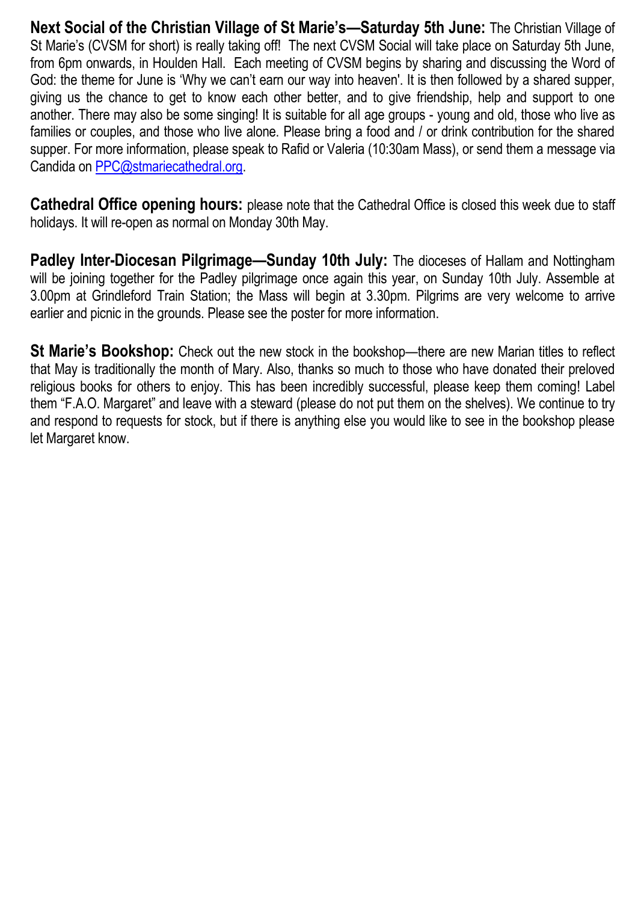**Next Social of the Christian Village of St Marie's—Saturday 5th June:** The Christian Village of St Marie's (CVSM for short) is really taking off! The next CVSM Social will take place on Saturday 5th June, from 6pm onwards, in Houlden Hall. Each meeting of CVSM begins by sharing and discussing the Word of God: the theme for June is 'Why we can't earn our way into heaven'. It is then followed by a shared supper, giving us the chance to get to know each other better, and to give friendship, help and support to one another. There may also be some singing! It is suitable for all age groups - young and old, those who live as families or couples, and those who live alone. Please bring a food and / or drink contribution for the shared supper. For more information, please speak to Rafid or Valeria (10:30am Mass), or send them a message via Candida on PPC@stmariecathedral.org.

**Cathedral Office opening hours:** please note that the Cathedral Office is closed this week due to staff holidays. It will re-open as normal on Monday 30th May.

**Padley Inter-Diocesan Pilgrimage—Sunday 10th July:** The dioceses of Hallam and Nottingham will be joining together for the Padley pilgrimage once again this year, on Sunday 10th July. Assemble at 3.00pm at Grindleford Train Station; the Mass will begin at 3.30pm. Pilgrims are very welcome to arrive earlier and picnic in the grounds. Please see the poster for more information.

**St Marie's Bookshop:** Check out the new stock in the bookshop—there are new Marian titles to reflect that May is traditionally the month of Mary. Also, thanks so much to those who have donated their preloved religious books for others to enjoy. This has been incredibly successful, please keep them coming! Label them "F.A.O. Margaret" and leave with a steward (please do not put them on the shelves). We continue to try and respond to requests for stock, but if there is anything else you would like to see in the bookshop please let Margaret know.